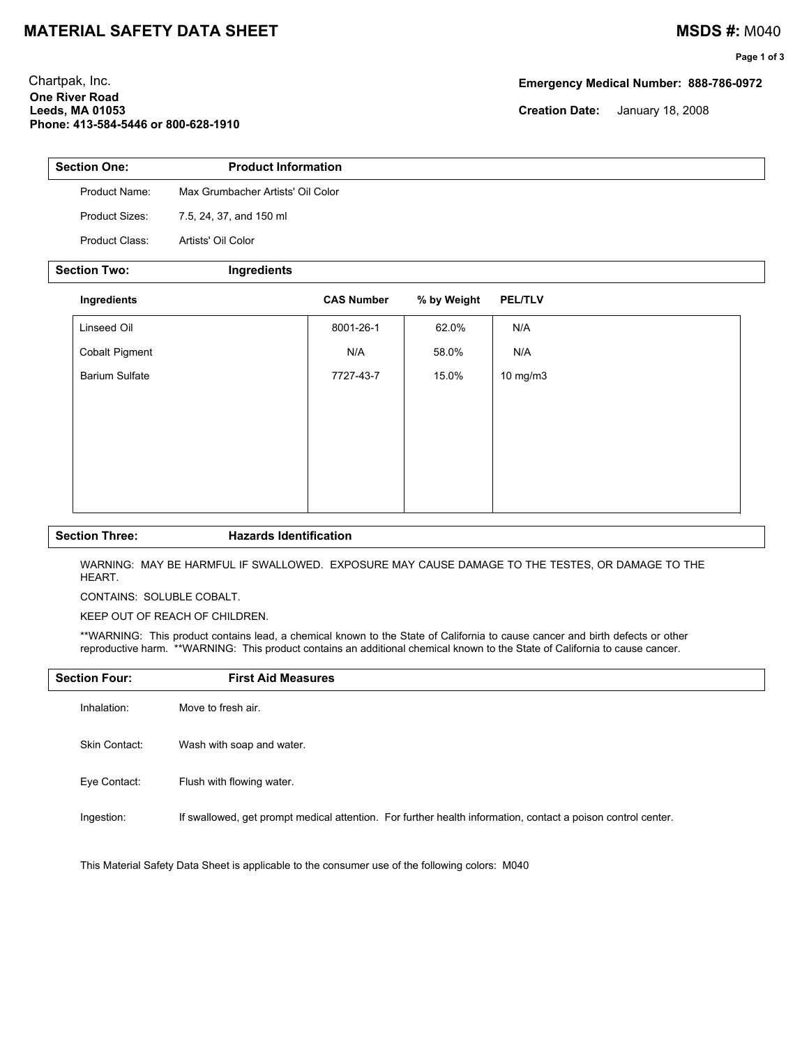# MATERIAL SAFETY DATA SHEET

**MSDS #:** M040

Chartpak, Inc.
**One River Road**
**Leeds, MA 01053**
**Phone: 413-584-5446 or 800-628-1910**

**Emergency Medical Number: 888-786-0972**

**Creation Date:** January 18, 2008

## Section One: Product Information

Product Name: Max Grumbacher Artists' Oil Color

Product Sizes: 7.5, 24, 37, and 150 ml

Product Class: Artists' Oil Color

## Section Two: Ingredients

| Ingredients | CAS Number | % by Weight | PEL/TLV |
|---|---|---|---|
| Linseed Oil | 8001-26-1 | 62.0% | N/A |
| Cobalt Pigment | N/A | 58.0% | N/A |
| Barium Sulfate | 7727-43-7 | 15.0% | 10 mg/m3 |

## Section Three: Hazards Identification

WARNING: MAY BE HARMFUL IF SWALLOWED. EXPOSURE MAY CAUSE DAMAGE TO THE TESTES, OR DAMAGE TO THE HEART.

CONTAINS: SOLUBLE COBALT.

KEEP OUT OF REACH OF CHILDREN.

**WARNING: This product contains lead, a chemical known to the State of California to cause cancer and birth defects or other reproductive harm. **WARNING: This product contains an additional chemical known to the State of California to cause cancer.

## Section Four: First Aid Measures

Inhalation: Move to fresh air.

Skin Contact: Wash with soap and water.

Eye Contact: Flush with flowing water.

Ingestion: If swallowed, get prompt medical attention. For further health information, contact a poison control center.

This Material Safety Data Sheet is applicable to the consumer use of the following colors: M040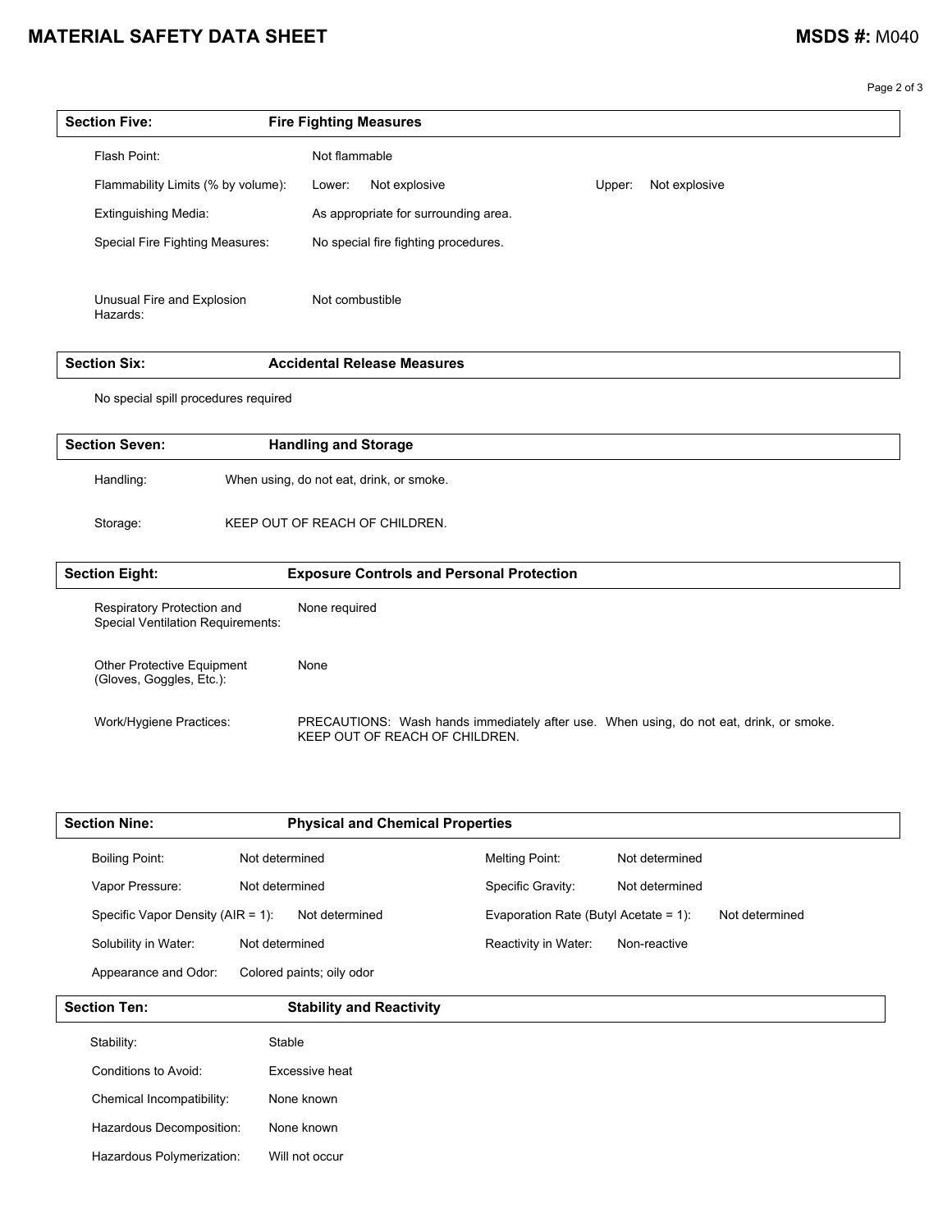## Section Five: Fire Fighting Measures

| | |
|---|---|
| Flash Point: | Not flammable |
| Flammability Limits (% by volume): | Lower: Not explosive &nbsp;&nbsp; Upper: Not explosive |
| Extinguishing Media: | As appropriate for surrounding area. |
| Special Fire Fighting Measures: | No special fire fighting procedures. |
| Unusual Fire and Explosion Hazards: | Not combustible |

## Section Six: Accidental Release Measures

No special spill procedures required

## Section Seven: Handling and Storage

Handling: When using, do not eat, drink, or smoke.

Storage: KEEP OUT OF REACH OF CHILDREN.

## Section Eight: Exposure Controls and Personal Protection

| | |
|---|---|
| Respiratory Protection and Special Ventilation Requirements: | None required |
| Other Protective Equipment (Gloves, Goggles, Etc.): | None |
| Work/Hygiene Practices: | PRECAUTIONS: Wash hands immediately after use. When using, do not eat, drink, or smoke. KEEP OUT OF REACH OF CHILDREN. |

## Section Nine: Physical and Chemical Properties

| | | | |
|---|---|---|---|
| Boiling Point: | Not determined | Melting Point: | Not determined |
| Vapor Pressure: | Not determined | Specific Gravity: | Not determined |
| Specific Vapor Density (AIR = 1): | Not determined | Evaporation Rate (Butyl Acetate = 1): | Not determined |
| Solubility in Water: | Not determined | Reactivity in Water: | Non-reactive |
| Appearance and Odor: | Colored paints; oily odor | | |

## Section Ten: Stability and Reactivity

| | |
|---|---|
| Stability: | Stable |
| Conditions to Avoid: | Excessive heat |
| Chemical Incompatibility: | None known |
| Hazardous Decomposition: | None known |
| Hazardous Polymerization: | Will not occur |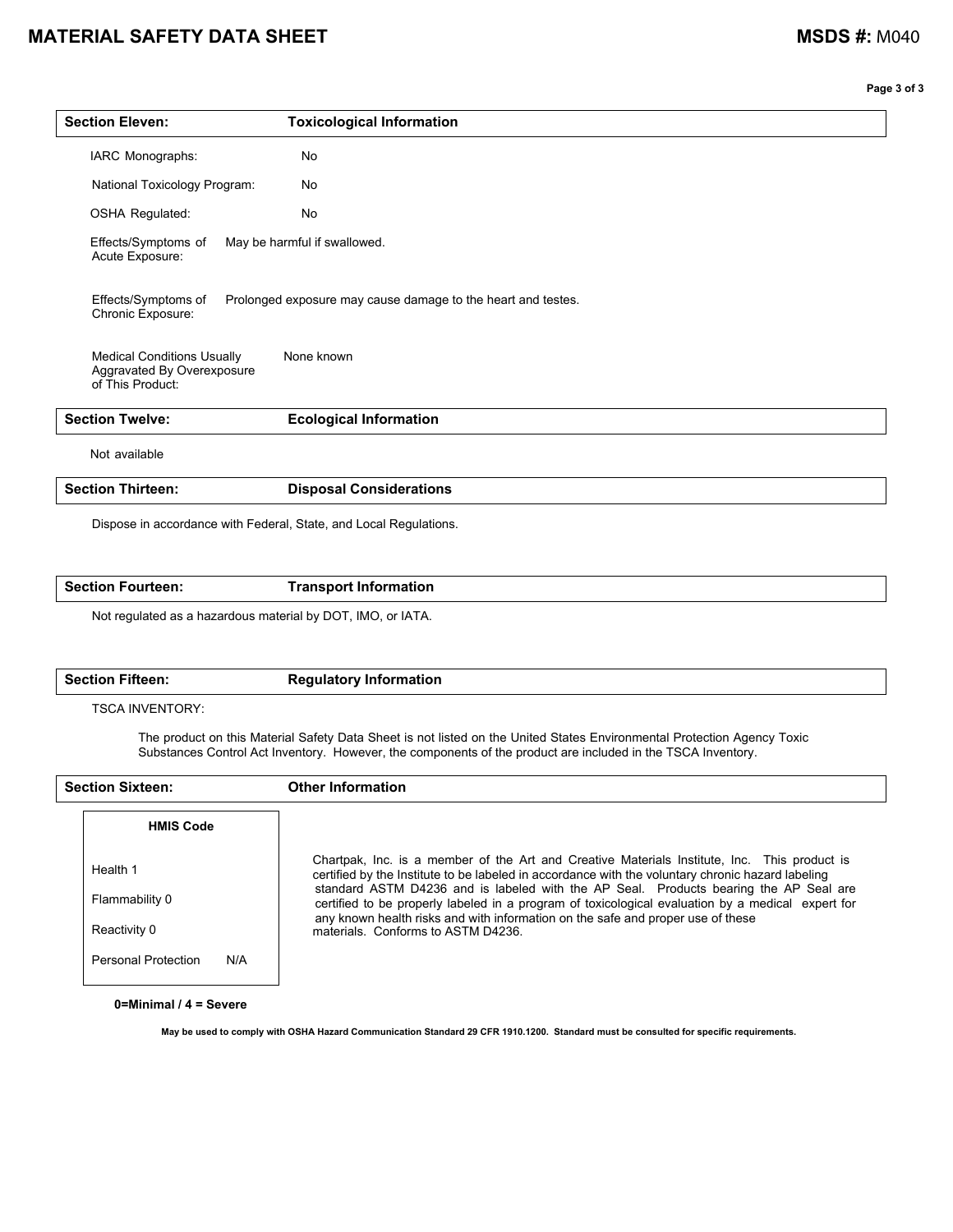# MATERIAL SAFETY DATA SHEET

**MSDS #:** M040

## Section Eleven: Toxicological Information

| | |
|---|---|
| IARC Monographs: | No |
| National Toxicology Program: | No |
| OSHA Regulated: | No |
| Effects/Symptoms of Acute Exposure: | May be harmful if swallowed. |
| Effects/Symptoms of Chronic Exposure: | Prolonged exposure may cause damage to the heart and testes. |
| Medical Conditions Usually Aggravated By Overexposure of This Product: | None known |

## Section Twelve: Ecological Information

Not available

## Section Thirteen: Disposal Considerations

Dispose in accordance with Federal, State, and Local Regulations.

## Section Fourteen: Transport Information

Not regulated as a hazardous material by DOT, IMO, or IATA.

## Section Fifteen: Regulatory Information

TSCA INVENTORY:

The product on this Material Safety Data Sheet is not listed on the United States Environmental Protection Agency Toxic Substances Control Act Inventory. However, the components of the product are included in the TSCA Inventory.

## Section Sixteen: Other Information

| HMIS Code | |
|---|---|
| Health | 1 |
| Flammability | 0 |
| Reactivity | 0 |
| Personal Protection | N/A |

**0=Minimal / 4 = Severe**

Chartpak, Inc. is a member of the Art and Creative Materials Institute, Inc. This product is certified by the Institute to be labeled in accordance with the voluntary chronic hazard labeling standard ASTM D4236 and is labeled with the AP Seal. Products bearing the AP Seal are certified to be properly labeled in a program of toxicological evaluation by a medical expert for any known health risks and with information on the safe and proper use of these materials. Conforms to ASTM D4236.

**May be used to comply with OSHA Hazard Communication Standard 29 CFR 1910.1200. Standard must be consulted for specific requirements.**